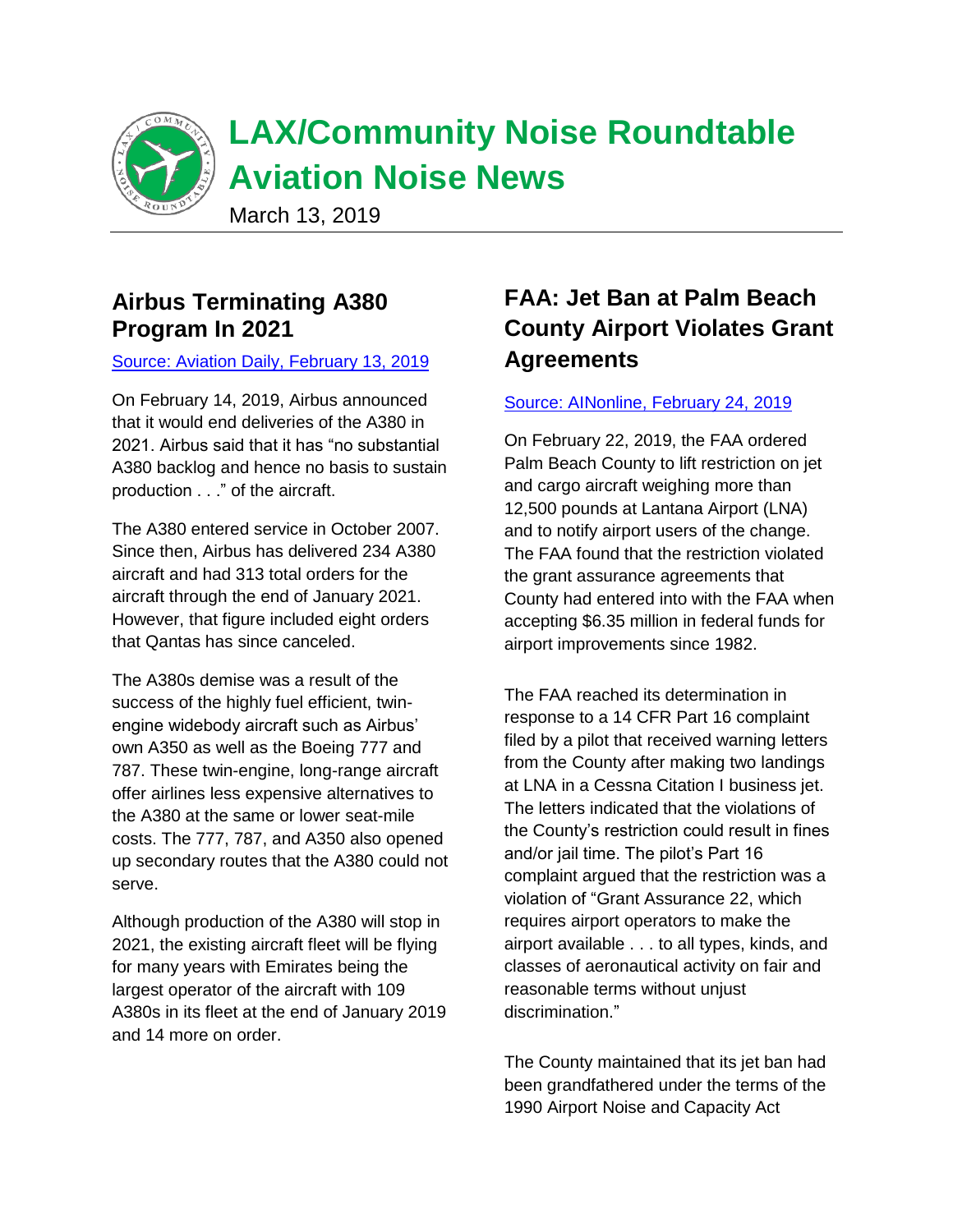# LAX/Community Noise Roundtable Aviation Noise News

March 13, 2019

## Airbus Terminating A380 Program In 2021

[Source: Aviation Daily, February 13, 2019]

On February 14, 2019, Airbus announced that it would end deliveries of the A380 in 2021. Airbus said that it has "no substantial A380 backlog and hence no basis to sustain production . . ." of the aircraft.

The A380 entered service in October 2007. Since then, Airbus has delivered 234 A380 aircraft and had 313 total orders for the aircraft through the end of January 2021. However, that figure included eight orders that Qantas has since canceled.

The A380s demise was a result of the success of the highly fuel efficient, twin-engine widebody aircraft such as Airbus' own A350 as well as the Boeing 777 and 787. These twin-engine, long-range aircraft offer airlines less expensive alternatives to the A380 at the same or lower seat-mile costs. The 777, 787, and A350 also opened up secondary routes that the A380 could not serve.

Although production of the A380 will stop in 2021, the existing aircraft fleet will be flying for many years with Emirates being the largest operator of the aircraft with 109 A380s in its fleet at the end of January 2019 and 14 more on order.

## FAA: Jet Ban at Palm Beach County Airport Violates Grant Agreements

[Source: AINonline, February 24, 2019]

On February 22, 2019, the FAA ordered Palm Beach County to lift restriction on jet and cargo aircraft weighing more than 12,500 pounds at Lantana Airport (LNA) and to notify airport users of the change. The FAA found that the restriction violated the grant assurance agreements that County had entered into with the FAA when accepting $6.35 million in federal funds for airport improvements since 1982.

The FAA reached its determination in response to a 14 CFR Part 16 complaint filed by a pilot that received warning letters from the County after making two landings at LNA in a Cessna Citation I business jet. The letters indicated that the violations of the County's restriction could result in fines and/or jail time. The pilot's Part 16 complaint argued that the restriction was a violation of "Grant Assurance 22, which requires airport operators to make the airport available . . . to all types, kinds, and classes of aeronautical activity on fair and reasonable terms without unjust discrimination."

The County maintained that its jet ban had been grandfathered under the terms of the 1990 Airport Noise and Capacity Act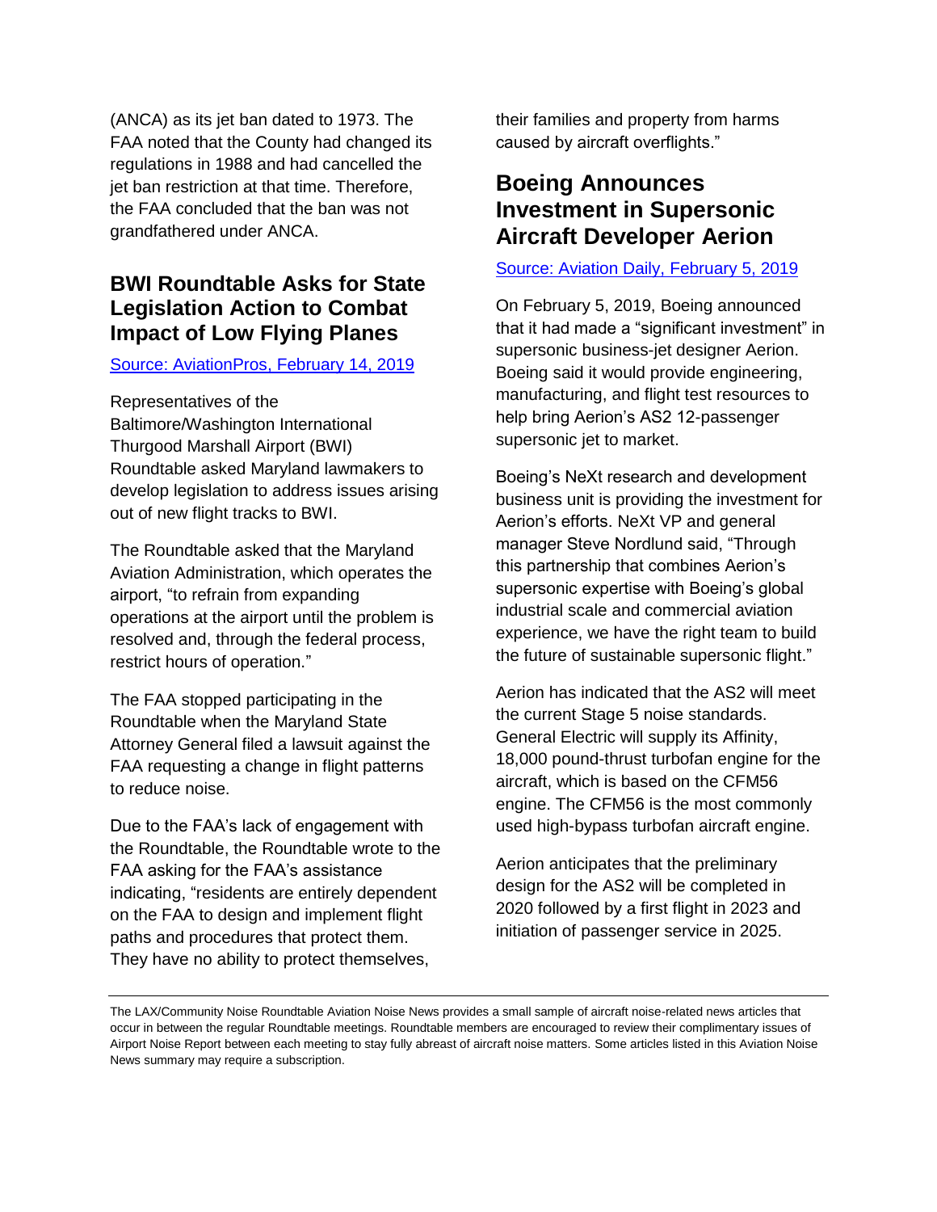(ANCA) as its jet ban dated to 1973. The FAA noted that the County had changed its regulations in 1988 and had cancelled the jet ban restriction at that time. Therefore, the FAA concluded that the ban was not grandfathered under ANCA.

## BWI Roundtable Asks for State Legislation Action to Combat Impact of Low Flying Planes

Source: AviationPros, February 14, 2019

Representatives of the Baltimore/Washington International Thurgood Marshall Airport (BWI) Roundtable asked Maryland lawmakers to develop legislation to address issues arising out of new flight tracks to BWI.

The Roundtable asked that the Maryland Aviation Administration, which operates the airport, "to refrain from expanding operations at the airport until the problem is resolved and, through the federal process, restrict hours of operation."

The FAA stopped participating in the Roundtable when the Maryland State Attorney General filed a lawsuit against the FAA requesting a change in flight patterns to reduce noise.

Due to the FAA's lack of engagement with the Roundtable, the Roundtable wrote to the FAA asking for the FAA's assistance indicating, "residents are entirely dependent on the FAA to design and implement flight paths and procedures that protect them. They have no ability to protect themselves, their families and property from harms caused by aircraft overflights."

## Boeing Announces Investment in Supersonic Aircraft Developer Aerion

Source: Aviation Daily, February 5, 2019

On February 5, 2019, Boeing announced that it had made a "significant investment" in supersonic business-jet designer Aerion. Boeing said it would provide engineering, manufacturing, and flight test resources to help bring Aerion's AS2 12-passenger supersonic jet to market.

Boeing's NeXt research and development business unit is providing the investment for Aerion's efforts. NeXt VP and general manager Steve Nordlund said, "Through this partnership that combines Aerion's supersonic expertise with Boeing's global industrial scale and commercial aviation experience, we have the right team to build the future of sustainable supersonic flight."

Aerion has indicated that the AS2 will meet the current Stage 5 noise standards. General Electric will supply its Affinity, 18,000 pound-thrust turbofan engine for the aircraft, which is based on the CFM56 engine. The CFM56 is the most commonly used high-bypass turbofan aircraft engine.

Aerion anticipates that the preliminary design for the AS2 will be completed in 2020 followed by a first flight in 2023 and initiation of passenger service in 2025.

---

The LAX/Community Noise Roundtable Aviation Noise News provides a small sample of aircraft noise-related news articles that occur in between the regular Roundtable meetings. Roundtable members are encouraged to review their complimentary issues of Airport Noise Report between each meeting to stay fully abreast of aircraft noise matters. Some articles listed in this Aviation Noise News summary may require a subscription.